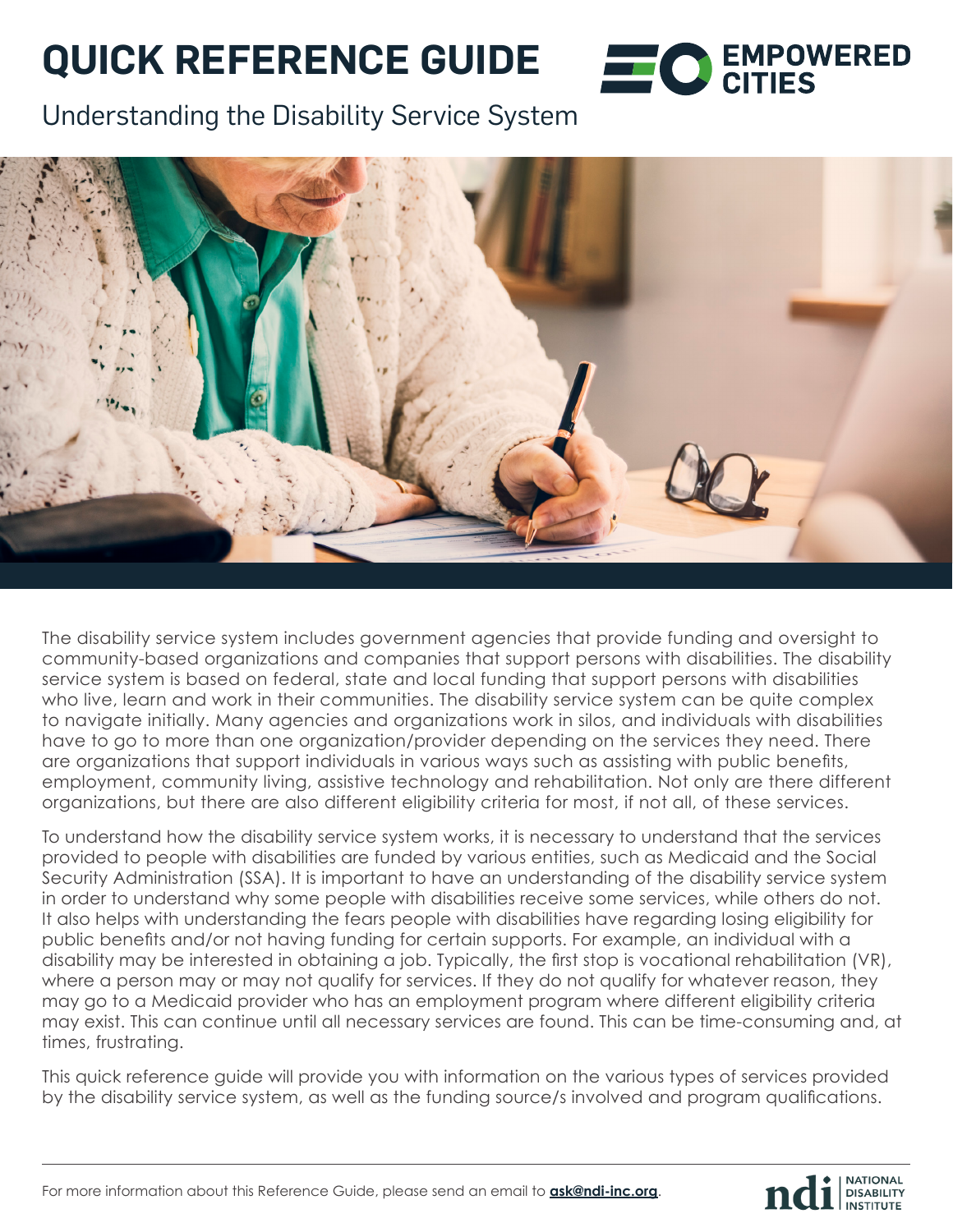# QUICK REFERENCE GUIDE

EMPOWERED CITIES

## Understanding the Disability Service System

The disability service system includes government agencies that provide funding and oversight to community-based organizations and companies that support persons with disabilities. The disability service system is based on federal, state and local funding that support persons with disabilities who live, learn and work in their communities. The disability service system can be quite complex to navigate initially. Many agencies and organizations work in silos, and individuals with disabilities have to go to more than one organization/provider depending on the services they need. There are organizations that support individuals in various ways such as assisting with public benefits, employment, community living, assistive technology and rehabilitation. Not only are there different organizations, but there are also different eligibility criteria for most, if not all, of these services.

To understand how the disability service system works, it is necessary to understand that the services provided to people with disabilities are funded by various entities, such as Medicaid and the Social Security Administration (SSA). It is important to have an understanding of the disability service system in order to understand why some people with disabilities receive some services, while others do not. It also helps with understanding the fears people with disabilities have regarding losing eligibility for public benefits and/or not having funding for certain supports. For example, an individual with a disability may be interested in obtaining a job. Typically, the first stop is vocational rehabilitation (VR), where a person may or may not qualify for services. If they do not qualify for whatever reason, they may go to a Medicaid provider who has an employment program where different eligibility criteria may exist. This can continue until all necessary services are found. This can be time-consuming and, at times, frustrating.

This quick reference guide will provide you with information on the various types of services provided by the disability service system, as well as the funding source/s involved and program qualifications.

For more information about this Reference Guide, please send an email to **ask@ndi-inc.org**.

ndi | NATIONAL DISABILITY INSTITUTE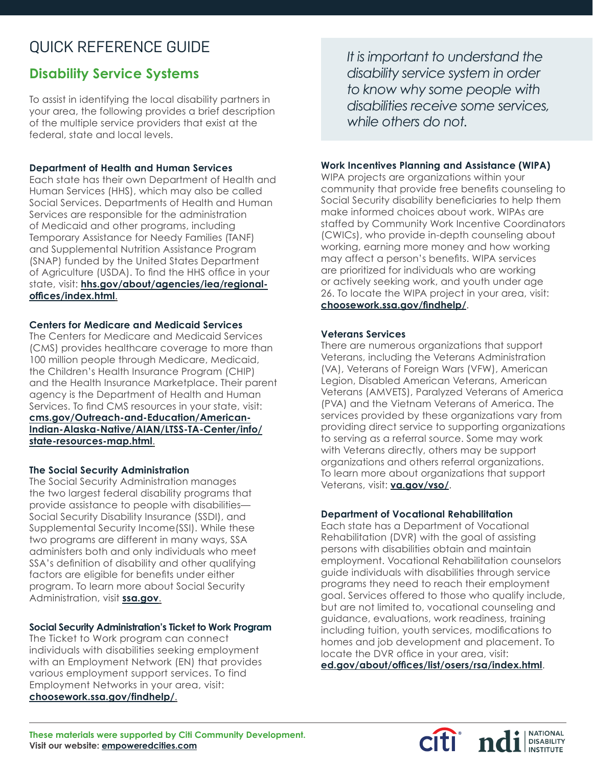# QUICK REFERENCE GUIDE

## Disability Service Systems

To assist in identifying the local disability partners in your area, the following provides a brief description of the multiple service providers that exist at the federal, state and local levels.

*It is important to understand the disability service system in order to know why some people with disabilities receive some services, while others do not.*

### Department of Health and Human Services

Each state has their own Department of Health and Human Services (HHS), which may also be called Social Services. Departments of Health and Human Services are responsible for the administration of Medicaid and other programs, including Temporary Assistance for Needy Families (TANF) and Supplemental Nutrition Assistance Program (SNAP) funded by the United States Department of Agriculture (USDA). To find the HHS office in your state, visit: **hhs.gov/about/agencies/iea/regional-offices/index.html**.

### Centers for Medicare and Medicaid Services

The Centers for Medicare and Medicaid Services (CMS) provides healthcare coverage to more than 100 million people through Medicare, Medicaid, the Children's Health Insurance Program (CHIP) and the Health Insurance Marketplace. Their parent agency is the Department of Health and Human Services. To find CMS resources in your state, visit: **cms.gov/Outreach-and-Education/American-Indian-Alaska-Native/AIAN/LTSS-TA-Center/info/state-resources-map.html**.

### The Social Security Administration

The Social Security Administration manages the two largest federal disability programs that provide assistance to people with disabilities—Social Security Disability Insurance (SSDI), and Supplemental Security Income(SSI). While these two programs are different in many ways, SSA administers both and only individuals who meet SSA's definition of disability and other qualifying factors are eligible for benefits under either program. To learn more about Social Security Administration, visit **ssa.gov**.

### Social Security Administration's Ticket to Work Program

The Ticket to Work program can connect individuals with disabilities seeking employment with an Employment Network (EN) that provides various employment support services. To find Employment Networks in your area, visit: **choosework.ssa.gov/findhelp/**.

### Work Incentives Planning and Assistance (WIPA)

WIPA projects are organizations within your community that provide free benefits counseling to Social Security disability beneficiaries to help them make informed choices about work. WIPAs are staffed by Community Work Incentive Coordinators (CWICs), who provide in-depth counseling about working, earning more money and how working may affect a person's benefits. WIPA services are prioritized for individuals who are working or actively seeking work, and youth under age 26. To locate the WIPA project in your area, visit: **choosework.ssa.gov/findhelp/**.

### Veterans Services

There are numerous organizations that support Veterans, including the Veterans Administration (VA), Veterans of Foreign Wars (VFW), American Legion, Disabled American Veterans, American Veterans (AMVETS), Paralyzed Veterans of America (PVA) and the Vietnam Veterans of America. The services provided by these organizations vary from providing direct service to supporting organizations to serving as a referral source. Some may work with Veterans directly, others may be support organizations and others referral organizations. To learn more about organizations that support Veterans, visit: **va.gov/vso/**.

### Department of Vocational Rehabilitation

Each state has a Department of Vocational Rehabilitation (DVR) with the goal of assisting persons with disabilities obtain and maintain employment. Vocational Rehabilitation counselors guide individuals with disabilities through service programs they need to reach their employment goal. Services offered to those who qualify include, but are not limited to, vocational counseling and guidance, evaluations, work readiness, training including tuition, youth services, modifications to homes and job development and placement. To locate the DVR office in your area, visit: **ed.gov/about/offices/list/osers/rsa/index.html**.

**These materials were supported by Citi Community Development.**
**Visit our website: empoweredcities.com**